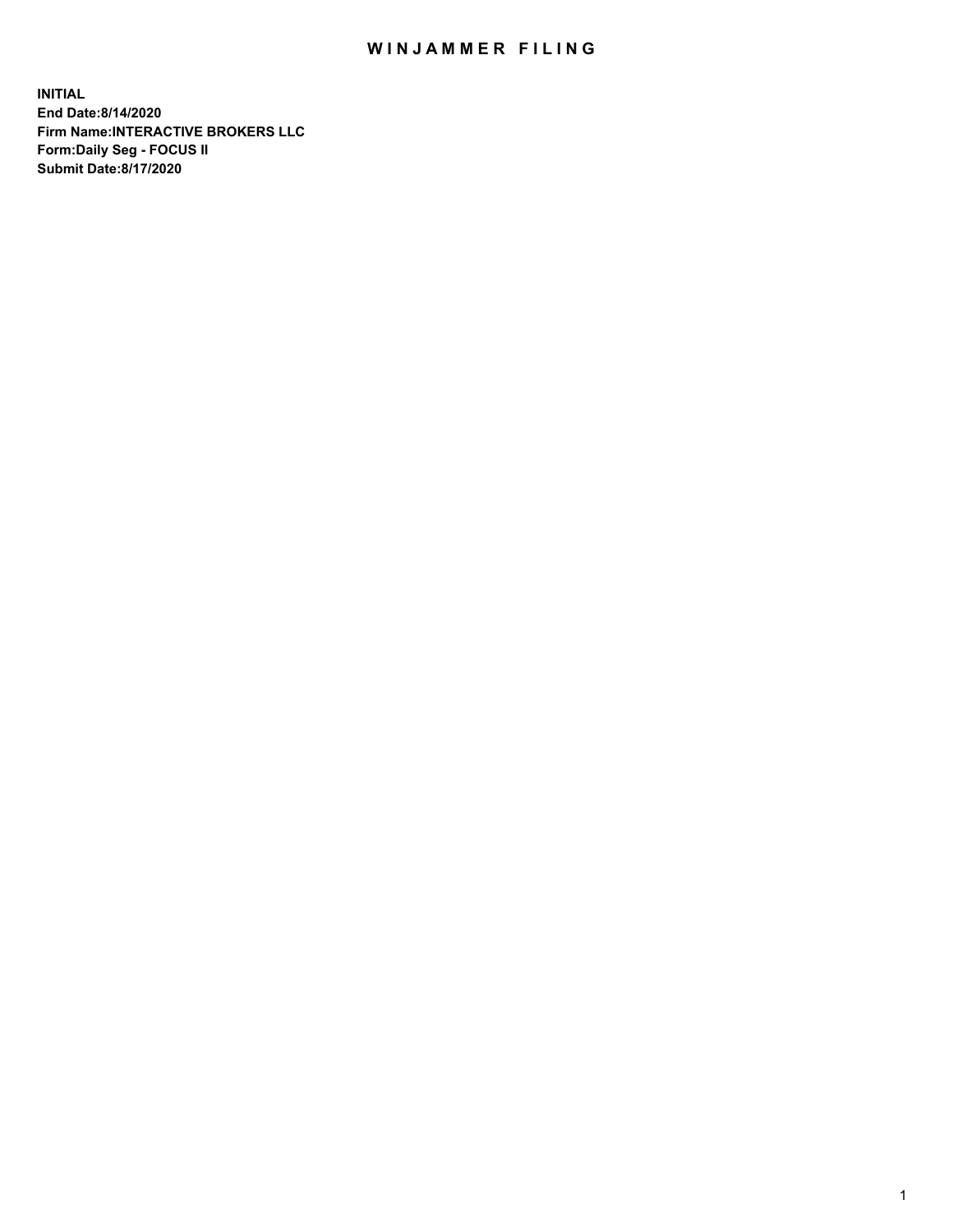# WINJAMMER FILING

**INITIAL**
**End Date:8/14/2020**
**Firm Name:INTERACTIVE BROKERS LLC**
**Form:Daily Seg - FOCUS II**
**Submit Date:8/17/2020**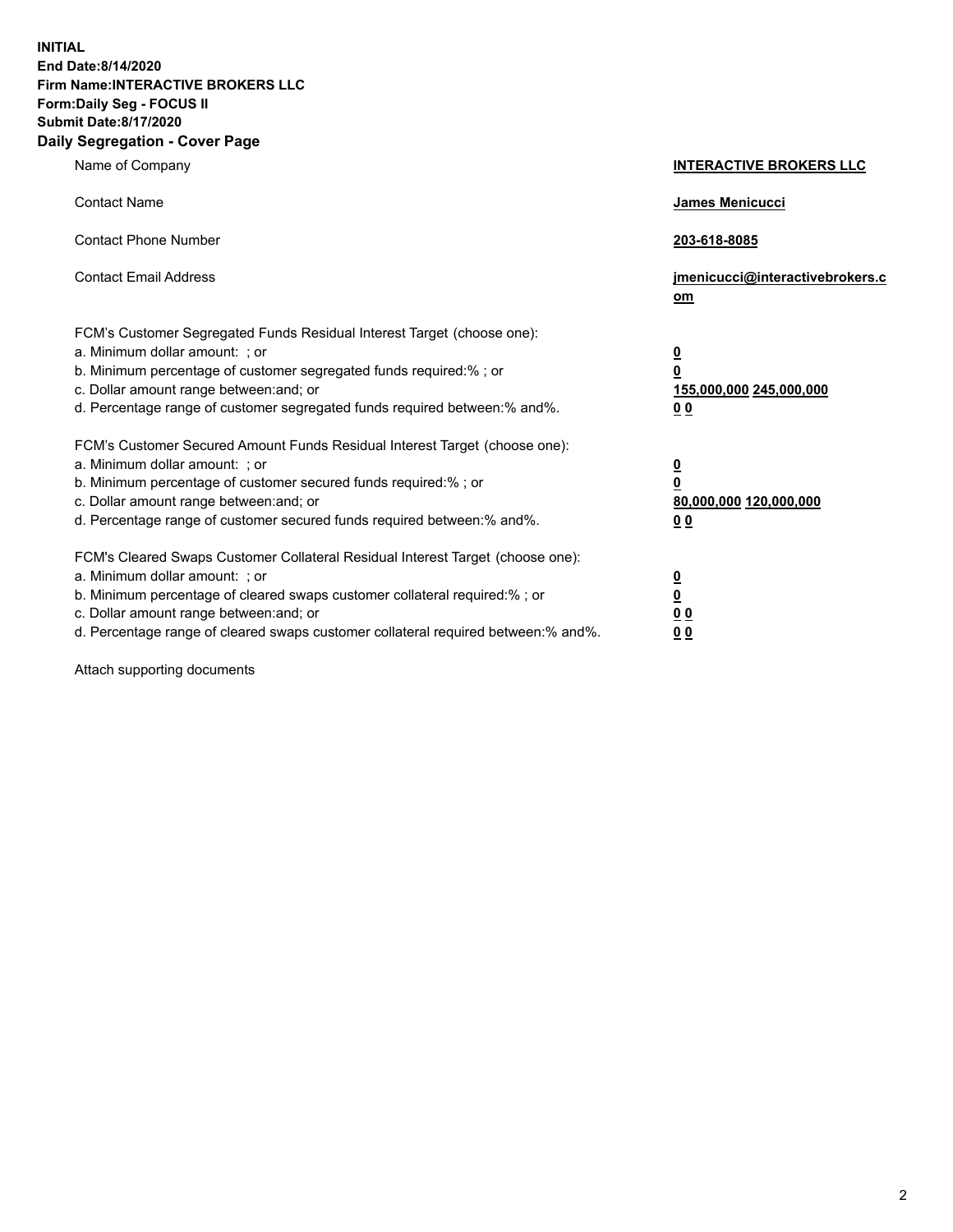**INITIAL**
**End Date:8/14/2020**
**Firm Name:INTERACTIVE BROKERS LLC**
**Form:Daily Seg - FOCUS II**
**Submit Date:8/17/2020**

## Daily Segregation - Cover Page

| | |
|---|---|
| Name of Company | **INTERACTIVE BROKERS LLC** |
| Contact Name | **James Menicucci** |
| Contact Phone Number | **203-618-8085** |
| Contact Email Address | **jmenicucci@interactivebrokers.com** |
| FCM's Customer Segregated Funds Residual Interest Target (choose one): | |
| a. Minimum dollar amount: ; or | **0** |
| b. Minimum percentage of customer segregated funds required:% ; or | **0** |
| c. Dollar amount range between:and; or | **155,000,000 245,000,000** |
| d. Percentage range of customer segregated funds required between:% and%. | **0 0** |
| FCM's Customer Secured Amount Funds Residual Interest Target (choose one): | |
| a. Minimum dollar amount: ; or | **0** |
| b. Minimum percentage of customer secured funds required:% ; or | **0** |
| c. Dollar amount range between:and; or | **80,000,000 120,000,000** |
| d. Percentage range of customer secured funds required between:% and%. | **0 0** |
| FCM's Cleared Swaps Customer Collateral Residual Interest Target (choose one): | |
| a. Minimum dollar amount: ; or | **0** |
| b. Minimum percentage of cleared swaps customer collateral required:% ; or | **0** |
| c. Dollar amount range between:and; or | **0 0** |
| d. Percentage range of cleared swaps customer collateral required between:% and%. | **0 0** |

Attach supporting documents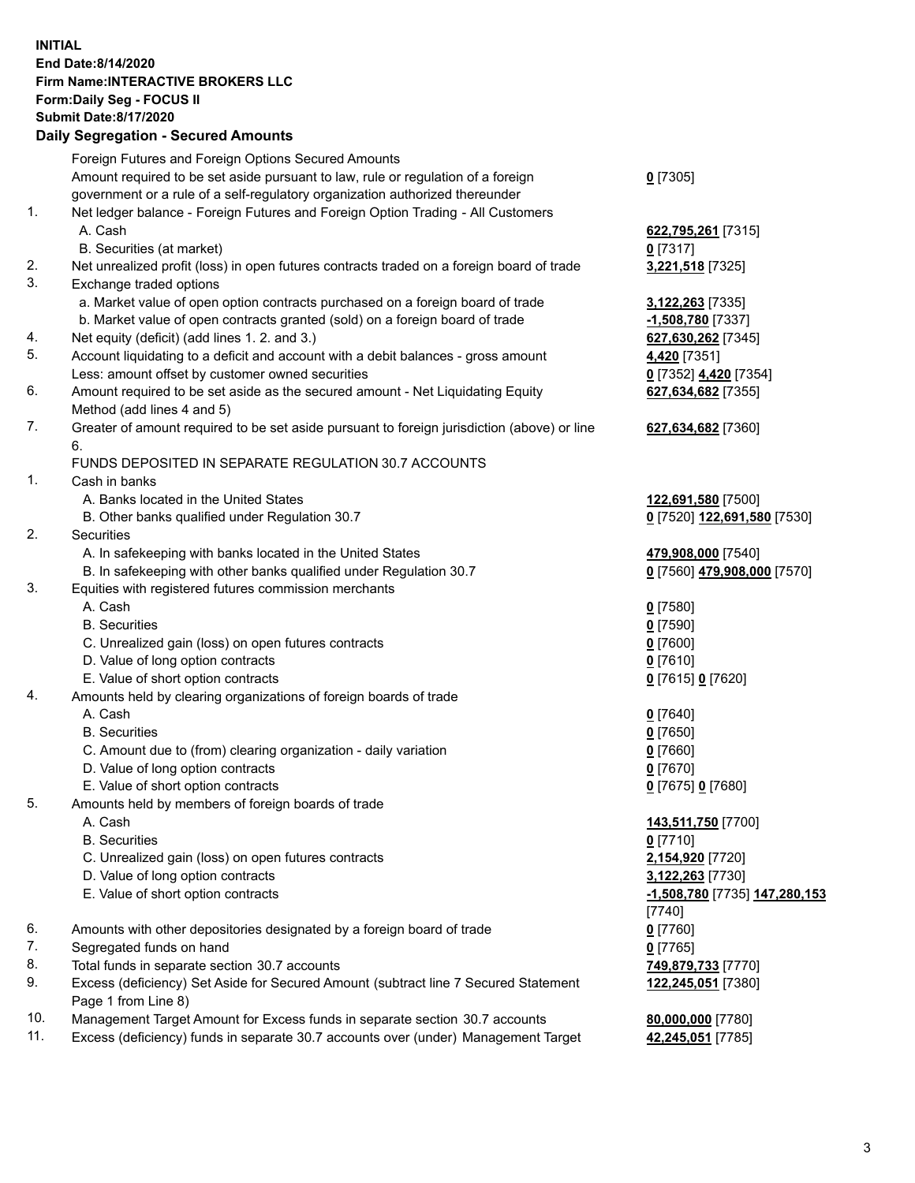**INITIAL**
**End Date:8/14/2020**
**Firm Name:INTERACTIVE BROKERS LLC**
**Form:Daily Seg - FOCUS II**
**Submit Date:8/17/2020**

## Daily Segregation - Secured Amounts

| | | |
|---|---|---|
| | Foreign Futures and Foreign Options Secured Amounts | |
| | Amount required to be set aside pursuant to law, rule or regulation of a foreign government or a rule of a self-regulatory organization authorized thereunder | **0** [7305] |
| 1. | Net ledger balance - Foreign Futures and Foreign Option Trading - All Customers | |
| | A. Cash | **622,795,261** [7315] |
| | B. Securities (at market) | **0** [7317] |
| 2. | Net unrealized profit (loss) in open futures contracts traded on a foreign board of trade | **3,221,518** [7325] |
| 3. | Exchange traded options | |
| | a. Market value of open option contracts purchased on a foreign board of trade | **3,122,263** [7335] |
| | b. Market value of open contracts granted (sold) on a foreign board of trade | **-1,508,780** [7337] |
| 4. | Net equity (deficit) (add lines 1. 2. and 3.) | **627,630,262** [7345] |
| 5. | Account liquidating to a deficit and account with a debit balances - gross amount | **4,420** [7351] |
| | Less: amount offset by customer owned securities | **0** [7352] **4,420** [7354] |
| 6. | Amount required to be set aside as the secured amount - Net Liquidating Equity Method (add lines 4 and 5) | **627,634,682** [7355] |
| 7. | Greater of amount required to be set aside pursuant to foreign jurisdiction (above) or line 6. | **627,634,682** [7360] |
| | FUNDS DEPOSITED IN SEPARATE REGULATION 30.7 ACCOUNTS | |
| 1. | Cash in banks | |
| | A. Banks located in the United States | **122,691,580** [7500] |
| | B. Other banks qualified under Regulation 30.7 | **0** [7520] **122,691,580** [7530] |
| 2. | Securities | |
| | A. In safekeeping with banks located in the United States | **479,908,000** [7540] |
| | B. In safekeeping with other banks qualified under Regulation 30.7 | **0** [7560] **479,908,000** [7570] |
| 3. | Equities with registered futures commission merchants | |
| | A. Cash | **0** [7580] |
| | B. Securities | **0** [7590] |
| | C. Unrealized gain (loss) on open futures contracts | **0** [7600] |
| | D. Value of long option contracts | **0** [7610] |
| | E. Value of short option contracts | **0** [7615] **0** [7620] |
| 4. | Amounts held by clearing organizations of foreign boards of trade | |
| | A. Cash | **0** [7640] |
| | B. Securities | **0** [7650] |
| | C. Amount due to (from) clearing organization - daily variation | **0** [7660] |
| | D. Value of long option contracts | **0** [7670] |
| | E. Value of short option contracts | **0** [7675] **0** [7680] |
| 5. | Amounts held by members of foreign boards of trade | |
| | A. Cash | **143,511,750** [7700] |
| | B. Securities | **0** [7710] |
| | C. Unrealized gain (loss) on open futures contracts | **2,154,920** [7720] |
| | D. Value of long option contracts | **3,122,263** [7730] |
| | E. Value of short option contracts | **-1,508,780** [7735] **147,280,153** [7740] |
| 6. | Amounts with other depositories designated by a foreign board of trade | **0** [7760] |
| 7. | Segregated funds on hand | **0** [7765] |
| 8. | Total funds in separate section 30.7 accounts | **749,879,733** [7770] |
| 9. | Excess (deficiency) Set Aside for Secured Amount (subtract line 7 Secured Statement Page 1 from Line 8) | **122,245,051** [7380] |
| 10. | Management Target Amount for Excess funds in separate section 30.7 accounts | **80,000,000** [7780] |
| 11. | Excess (deficiency) funds in separate 30.7 accounts over (under) Management Target | **42,245,051** [7785] |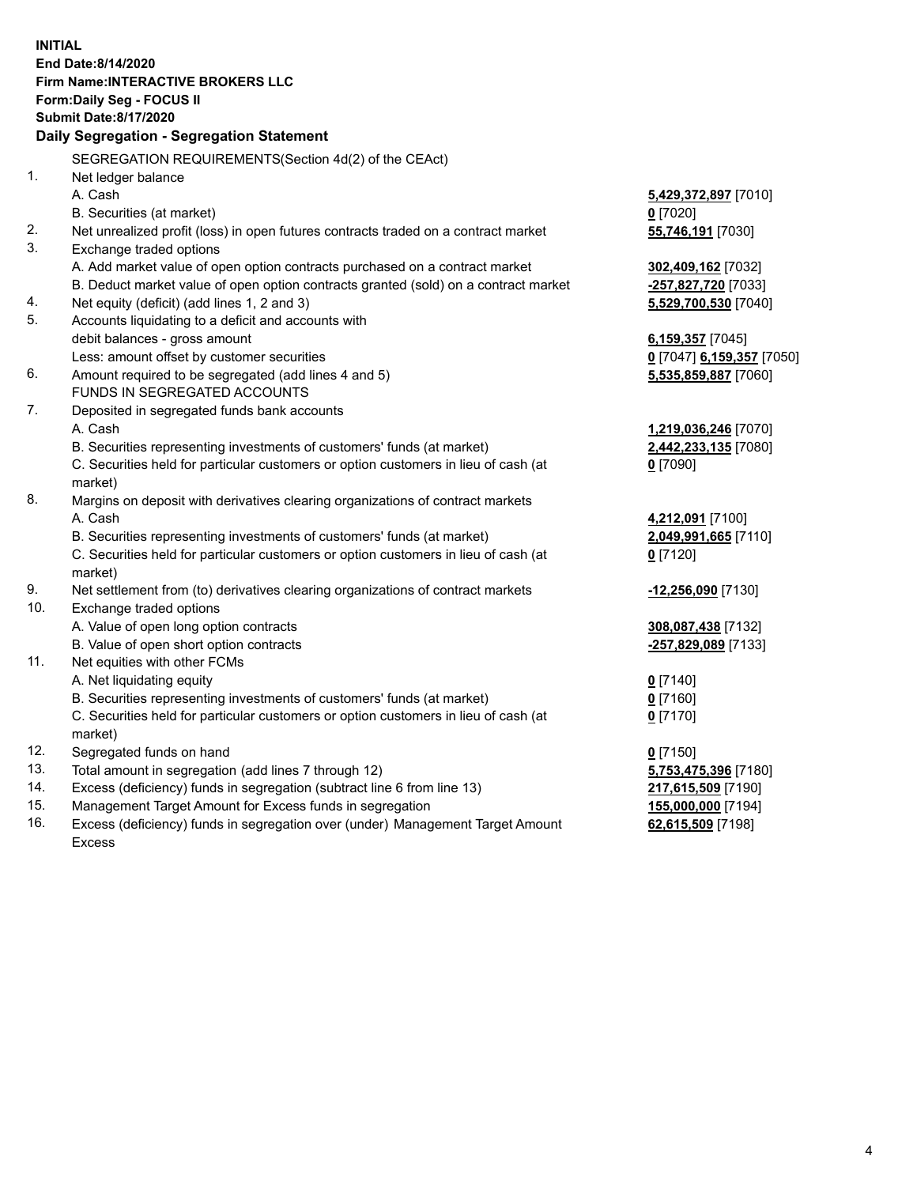**INITIAL**
**End Date:8/14/2020**
**Firm Name:INTERACTIVE BROKERS LLC**
**Form:Daily Seg - FOCUS II**
**Submit Date:8/17/2020**

## Daily Segregation - Segregation Statement

SEGREGATION REQUIREMENTS(Section 4d(2) of the CEAct)

| | | |
|---|---|---|
| 1. | Net ledger balance | |
| | A. Cash | **5,429,372,897** [7010] |
| | B. Securities (at market) | **0** [7020] |
| 2. | Net unrealized profit (loss) in open futures contracts traded on a contract market | **55,746,191** [7030] |
| 3. | Exchange traded options | |
| | A. Add market value of open option contracts purchased on a contract market | **302,409,162** [7032] |
| | B. Deduct market value of open option contracts granted (sold) on a contract market | **-257,827,720** [7033] |
| 4. | Net equity (deficit) (add lines 1, 2 and 3) | **5,529,700,530** [7040] |
| 5. | Accounts liquidating to a deficit and accounts with debit balances - gross amount | **6,159,357** [7045] |
| | Less: amount offset by customer securities | **0** [7047] **6,159,357** [7050] |
| 6. | Amount required to be segregated (add lines 4 and 5) | **5,535,859,887** [7060] |
| | FUNDS IN SEGREGATED ACCOUNTS | |
| 7. | Deposited in segregated funds bank accounts | |
| | A. Cash | **1,219,036,246** [7070] |
| | B. Securities representing investments of customers' funds (at market) | **2,442,233,135** [7080] |
| | C. Securities held for particular customers or option customers in lieu of cash (at market) | **0** [7090] |
| 8. | Margins on deposit with derivatives clearing organizations of contract markets | |
| | A. Cash | **4,212,091** [7100] |
| | B. Securities representing investments of customers' funds (at market) | **2,049,991,665** [7110] |
| | C. Securities held for particular customers or option customers in lieu of cash (at market) | **0** [7120] |
| 9. | Net settlement from (to) derivatives clearing organizations of contract markets | **-12,256,090** [7130] |
| 10. | Exchange traded options | |
| | A. Value of open long option contracts | **308,087,438** [7132] |
| | B. Value of open short option contracts | **-257,829,089** [7133] |
| 11. | Net equities with other FCMs | |
| | A. Net liquidating equity | **0** [7140] |
| | B. Securities representing investments of customers' funds (at market) | **0** [7160] |
| | C. Securities held for particular customers or option customers in lieu of cash (at market) | **0** [7170] |
| 12. | Segregated funds on hand | **0** [7150] |
| 13. | Total amount in segregation (add lines 7 through 12) | **5,753,475,396** [7180] |
| 14. | Excess (deficiency) funds in segregation (subtract line 6 from line 13) | **217,615,509** [7190] |
| 15. | Management Target Amount for Excess funds in segregation | **155,000,000** [7194] |
| 16. | Excess (deficiency) funds in segregation over (under) Management Target Amount Excess | **62,615,509** [7198] |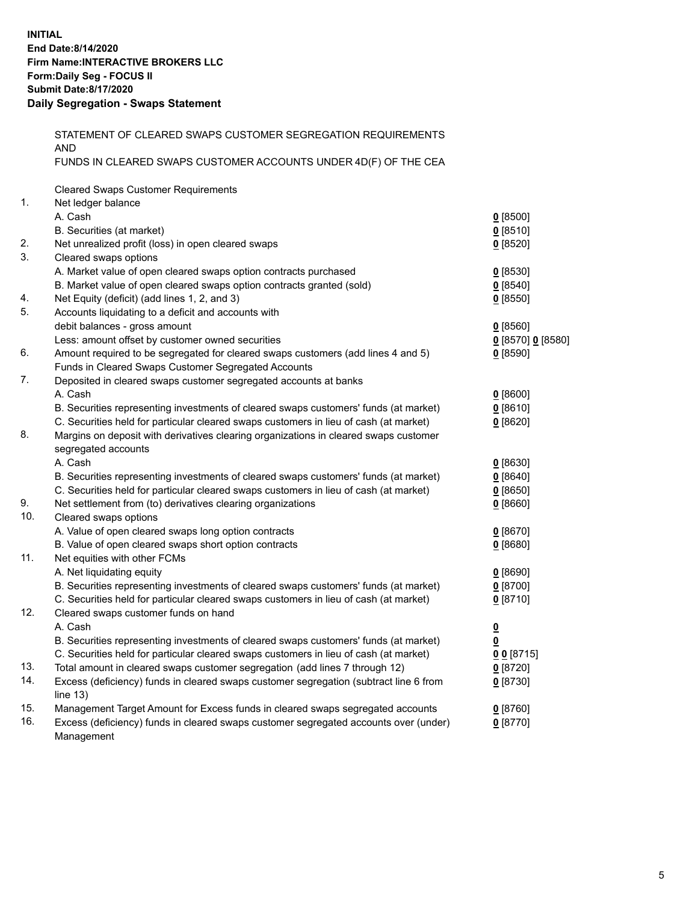**INITIAL**
**End Date:8/14/2020**
**Firm Name:INTERACTIVE BROKERS LLC**
**Form:Daily Seg - FOCUS II**
**Submit Date:8/17/2020**
**Daily Segregation - Swaps Statement**

STATEMENT OF CLEARED SWAPS CUSTOMER SEGREGATION REQUIREMENTS AND FUNDS IN CLEARED SWAPS CUSTOMER ACCOUNTS UNDER 4D(F) OF THE CEA

| | | |
|---|---|---|
| | Cleared Swaps Customer Requirements | |
| 1. | Net ledger balance | |
| | A. Cash | 0 [8500] |
| | B. Securities (at market) | 0 [8510] |
| 2. | Net unrealized profit (loss) in open cleared swaps | 0 [8520] |
| 3. | Cleared swaps options | |
| | A. Market value of open cleared swaps option contracts purchased | 0 [8530] |
| | B. Market value of open cleared swaps option contracts granted (sold) | 0 [8540] |
| 4. | Net Equity (deficit) (add lines 1, 2, and 3) | 0 [8550] |
| 5. | Accounts liquidating to a deficit and accounts with debit balances - gross amount | 0 [8560] |
| | Less: amount offset by customer owned securities | 0 [8570] 0 [8580] |
| 6. | Amount required to be segregated for cleared swaps customers (add lines 4 and 5) | 0 [8590] |
| | Funds in Cleared Swaps Customer Segregated Accounts | |
| 7. | Deposited in cleared swaps customer segregated accounts at banks | |
| | A. Cash | 0 [8600] |
| | B. Securities representing investments of cleared swaps customers' funds (at market) | 0 [8610] |
| | C. Securities held for particular cleared swaps customers in lieu of cash (at market) | 0 [8620] |
| 8. | Margins on deposit with derivatives clearing organizations in cleared swaps customer segregated accounts | |
| | A. Cash | 0 [8630] |
| | B. Securities representing investments of cleared swaps customers' funds (at market) | 0 [8640] |
| | C. Securities held for particular cleared swaps customers in lieu of cash (at market) | 0 [8650] |
| 9. | Net settlement from (to) derivatives clearing organizations | 0 [8660] |
| 10. | Cleared swaps options | |
| | A. Value of open cleared swaps long option contracts | 0 [8670] |
| | B. Value of open cleared swaps short option contracts | 0 [8680] |
| 11. | Net equities with other FCMs | |
| | A. Net liquidating equity | 0 [8690] |
| | B. Securities representing investments of cleared swaps customers' funds (at market) | 0 [8700] |
| | C. Securities held for particular cleared swaps customers in lieu of cash (at market) | 0 [8710] |
| 12. | Cleared swaps customer funds on hand | |
| | A. Cash | 0 |
| | B. Securities representing investments of cleared swaps customers' funds (at market) | 0 |
| | C. Securities held for particular cleared swaps customers in lieu of cash (at market) | 0 0 [8715] |
| 13. | Total amount in cleared swaps customer segregation (add lines 7 through 12) | 0 [8720] |
| 14. | Excess (deficiency) funds in cleared swaps customer segregation (subtract line 6 from line 13) | 0 [8730] |
| 15. | Management Target Amount for Excess funds in cleared swaps segregated accounts | 0 [8760] |
| 16. | Excess (deficiency) funds in cleared swaps customer segregated accounts over (under) Management | 0 [8770] |